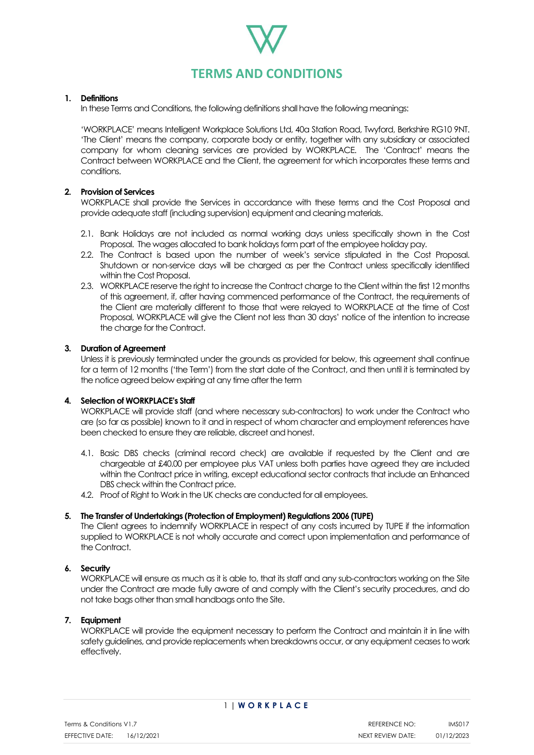# TERMS AND CONDITIONS

**1. Definitions**

In these Terms and Conditions, the following definitions shall have the following meanings:

'WORKPLACE' means Intelligent Workplace Solutions Ltd, 40a Station Road, Twyford, Berkshire RG10 9NT. 'The Client' means the company, corporate body or entity, together with any subsidiary or associated company for whom cleaning services are provided by WORKPLACE. The 'Contract' means the Contract between WORKPLACE and the Client, the agreement for which incorporates these terms and conditions.

**2. Provision of Services**

WORKPLACE shall provide the Services in accordance with these terms and the Cost Proposal and provide adequate staff (including supervision) equipment and cleaning materials.

2.1. Bank Holidays are not included as normal working days unless specifically shown in the Cost Proposal. The wages allocated to bank holidays form part of the employee holiday pay.

2.2. The Contract is based upon the number of week's service stipulated in the Cost Proposal. Shutdown or non-service days will be charged as per the Contract unless specifically identified within the Cost Proposal.

2.3. WORKPLACE reserve the right to increase the Contract charge to the Client within the first 12 months of this agreement, if, after having commenced performance of the Contract, the requirements of the Client are materially different to those that were relayed to WORKPLACE at the time of Cost Proposal, WORKPLACE will give the Client not less than 30 days' notice of the intention to increase the charge for the Contract.

**3. Duration of Agreement**

Unless it is previously terminated under the grounds as provided for below, this agreement shall continue for a term of 12 months ('the Term') from the start date of the Contract, and then until it is terminated by the notice agreed below expiring at any time after the term

**4. Selection of WORKPLACE's Staff**

WORKPLACE will provide staff (and where necessary sub-contractors) to work under the Contract who are (so far as possible) known to it and in respect of whom character and employment references have been checked to ensure they are reliable, discreet and honest.

4.1. Basic DBS checks (criminal record check) are available if requested by the Client and are chargeable at £40.00 per employee plus VAT unless both parties have agreed they are included within the Contract price in writing, except educational sector contracts that include an Enhanced DBS check within the Contract price.

4.2. Proof of Right to Work in the UK checks are conducted for all employees.

**5. The Transfer of Undertakings (Protection of Employment) Regulations 2006 (TUPE)**

The Client agrees to indemnify WORKPLACE in respect of any costs incurred by TUPE if the information supplied to WORKPLACE is not wholly accurate and correct upon implementation and performance of the Contract.

**6. Security**

WORKPLACE will ensure as much as it is able to, that its staff and any sub-contractors working on the Site under the Contract are made fully aware of and comply with the Client's security procedures, and do not take bags other than small handbags onto the Site.

**7. Equipment**

WORKPLACE will provide the equipment necessary to perform the Contract and maintain it in line with safety guidelines, and provide replacements when breakdowns occur, or any equipment ceases to work effectively.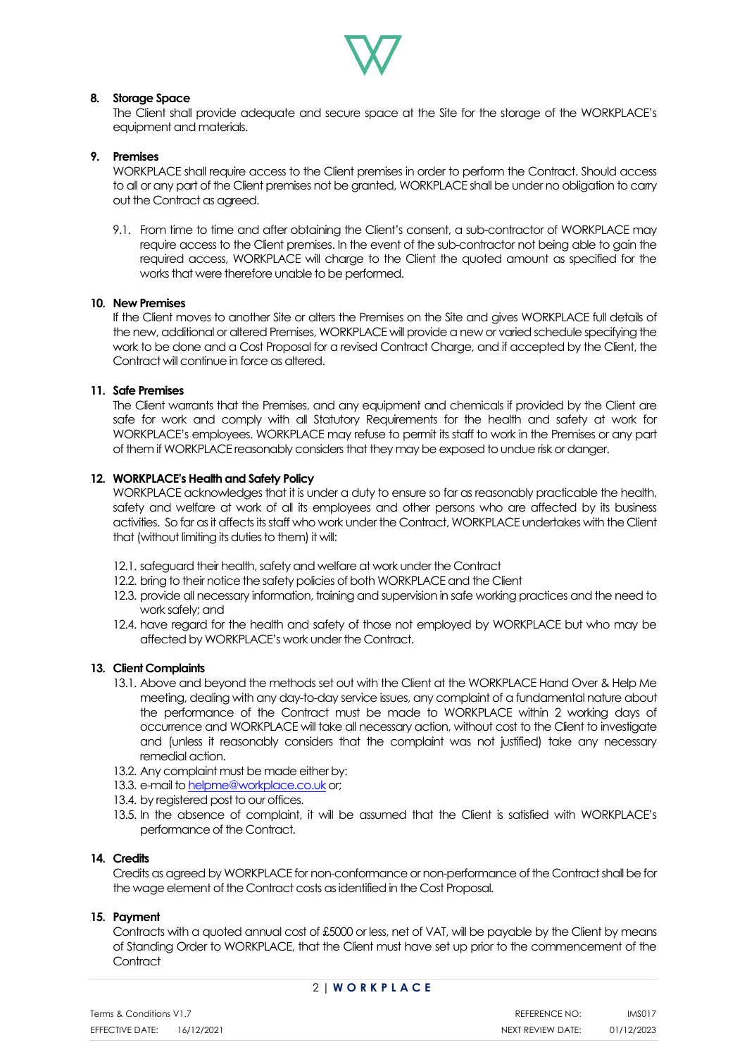**8. Storage Space**

The Client shall provide adequate and secure space at the Site for the storage of the WORKPLACE's equipment and materials.

**9. Premises**

WORKPLACE shall require access to the Client premises in order to perform the Contract. Should access to all or any part of the Client premises not be granted, WORKPLACE shall be under no obligation to carry out the Contract as agreed.

9.1. From time to time and after obtaining the Client's consent, a sub-contractor of WORKPLACE may require access to the Client premises. In the event of the sub-contractor not being able to gain the required access, WORKPLACE will charge to the Client the quoted amount as specified for the works that were therefore unable to be performed.

**10. New Premises**

If the Client moves to another Site or alters the Premises on the Site and gives WORKPLACE full details of the new, additional or altered Premises, WORKPLACE will provide a new or varied schedule specifying the work to be done and a Cost Proposal for a revised Contract Charge, and if accepted by the Client, the Contract will continue in force as altered.

**11. Safe Premises**

The Client warrants that the Premises, and any equipment and chemicals if provided by the Client are safe for work and comply with all Statutory Requirements for the health and safety at work for WORKPLACE's employees. WORKPLACE may refuse to permit its staff to work in the Premises or any part of them if WORKPLACE reasonably considers that they may be exposed to undue risk or danger.

**12. WORKPLACE's Health and Safety Policy**

WORKPLACE acknowledges that it is under a duty to ensure so far as reasonably practicable the health, safety and welfare at work of all its employees and other persons who are affected by its business activities. So far as it affects its staff who work under the Contract, WORKPLACE undertakes with the Client that (without limiting its duties to them) it will:

12.1. safeguard their health, safety and welfare at work under the Contract

12.2. bring to their notice the safety policies of both WORKPLACE and the Client

12.3. provide all necessary information, training and supervision in safe working practices and the need to work safely; and

12.4. have regard for the health and safety of those not employed by WORKPLACE but who may be affected by WORKPLACE's work under the Contract.

**13. Client Complaints**

13.1. Above and beyond the methods set out with the Client at the WORKPLACE Hand Over & Help Me meeting, dealing with any day-to-day service issues, any complaint of a fundamental nature about the performance of the Contract must be made to WORKPLACE within 2 working days of occurrence and WORKPLACE will take all necessary action, without cost to the Client to investigate and (unless it reasonably considers that the complaint was not justified) take any necessary remedial action.

13.2. Any complaint must be made either by:

13.3. e-mail to helpme@workplace.co.uk or;

13.4. by registered post to our offices.

13.5. In the absence of complaint, it will be assumed that the Client is satisfied with WORKPLACE's performance of the Contract.

**14. Credits**

Credits as agreed by WORKPLACE for non-conformance or non-performance of the Contract shall be for the wage element of the Contract costs as identified in the Cost Proposal.

**15. Payment**

Contracts with a quoted annual cost of £5000 or less, net of VAT, will be payable by the Client by means of Standing Order to WORKPLACE, that the Client must have set up prior to the commencement of the Contract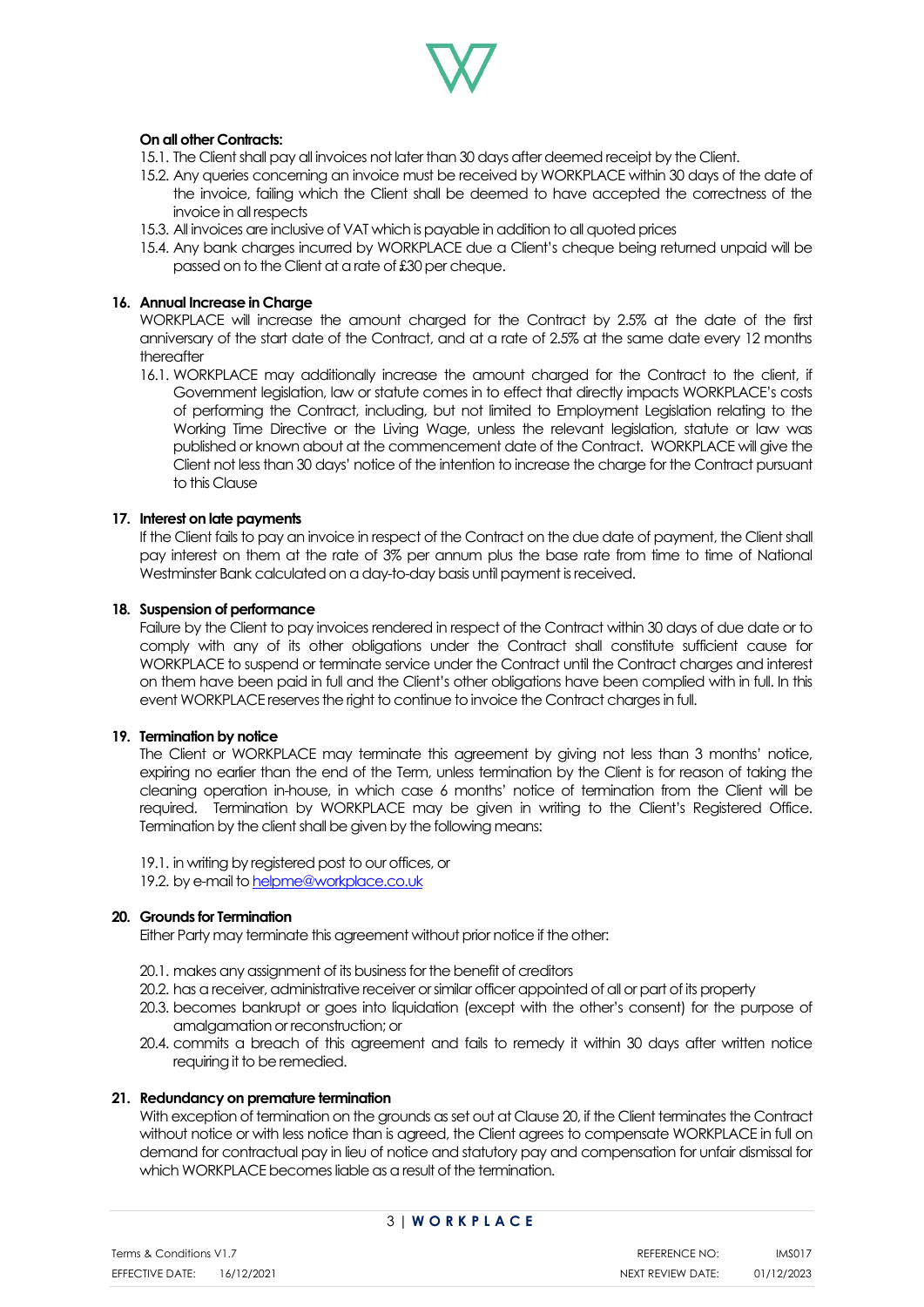**On all other Contracts:**

15.1. The Client shall pay all invoices not later than 30 days after deemed receipt by the Client.

15.2. Any queries concerning an invoice must be received by WORKPLACE within 30 days of the date of the invoice, failing which the Client shall be deemed to have accepted the correctness of the invoice in all respects

15.3. All invoices are inclusive of VAT which is payable in addition to all quoted prices

15.4. Any bank charges incurred by WORKPLACE due a Client's cheque being returned unpaid will be passed on to the Client at a rate of £30 per cheque.

**16. Annual Increase in Charge**

WORKPLACE will increase the amount charged for the Contract by 2.5% at the date of the first anniversary of the start date of the Contract, and at a rate of 2.5% at the same date every 12 months thereafter

16.1. WORKPLACE may additionally increase the amount charged for the Contract to the client, if Government legislation, law or statute comes in to effect that directly impacts WORKPLACE's costs of performing the Contract, including, but not limited to Employment Legislation relating to the Working Time Directive or the Living Wage, unless the relevant legislation, statute or law was published or known about at the commencement date of the Contract. WORKPLACE will give the Client not less than 30 days' notice of the intention to increase the charge for the Contract pursuant to this Clause

**17. Interest on late payments**

If the Client fails to pay an invoice in respect of the Contract on the due date of payment, the Client shall pay interest on them at the rate of 3% per annum plus the base rate from time to time of National Westminster Bank calculated on a day-to-day basis until payment is received.

**18. Suspension of performance**

Failure by the Client to pay invoices rendered in respect of the Contract within 30 days of due date or to comply with any of its other obligations under the Contract shall constitute sufficient cause for WORKPLACE to suspend or terminate service under the Contract until the Contract charges and interest on them have been paid in full and the Client's other obligations have been complied with in full. In this event WORKPLACE reserves the right to continue to invoice the Contract charges in full.

**19. Termination by notice**

The Client or WORKPLACE may terminate this agreement by giving not less than 3 months' notice, expiring no earlier than the end of the Term, unless termination by the Client is for reason of taking the cleaning operation in-house, in which case 6 months' notice of termination from the Client will be required. Termination by WORKPLACE may be given in writing to the Client's Registered Office. Termination by the client shall be given by the following means:

19.1. in writing by registered post to our offices, or

19.2. by e-mail to helpme@workplace.co.uk

**20. Grounds for Termination**

Either Party may terminate this agreement without prior notice if the other:

20.1. makes any assignment of its business for the benefit of creditors

20.2. has a receiver, administrative receiver or similar officer appointed of all or part of its property

20.3. becomes bankrupt or goes into liquidation (except with the other's consent) for the purpose of amalgamation or reconstruction; or

20.4. commits a breach of this agreement and fails to remedy it within 30 days after written notice requiring it to be remedied.

**21. Redundancy on premature termination**

With exception of termination on the grounds as set out at Clause 20, if the Client terminates the Contract without notice or with less notice than is agreed, the Client agrees to compensate WORKPLACE in full on demand for contractual pay in lieu of notice and statutory pay and compensation for unfair dismissal for which WORKPLACE becomes liable as a result of the termination.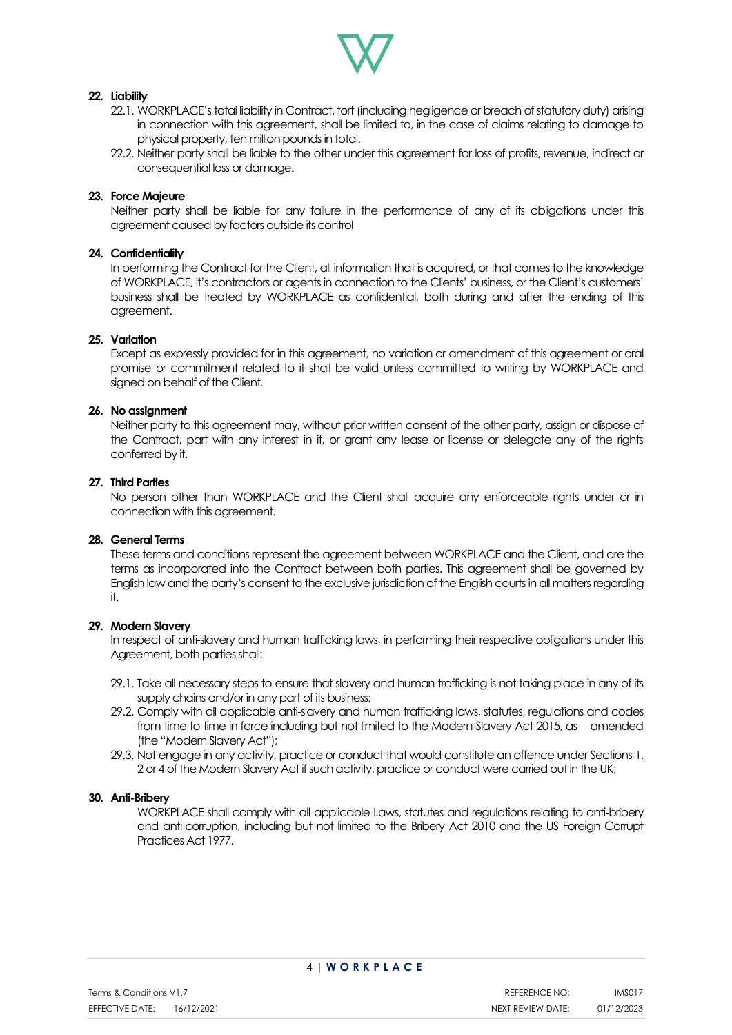## 22. Liability

22.1. WORKPLACE's total liability in Contract, tort (including negligence or breach of statutory duty) arising in connection with this agreement, shall be limited to, in the case of claims relating to damage to physical property, ten million pounds in total.

22.2. Neither party shall be liable to the other under this agreement for loss of profits, revenue, indirect or consequential loss or damage.

## 23. Force Majeure

Neither party shall be liable for any failure in the performance of any of its obligations under this agreement caused by factors outside its control

## 24. Confidentiality

In performing the Contract for the Client, all information that is acquired, or that comes to the knowledge of WORKPLACE, it's contractors or agents in connection to the Clients' business, or the Client's customers' business shall be treated by WORKPLACE as confidential, both during and after the ending of this agreement.

## 25. Variation

Except as expressly provided for in this agreement, no variation or amendment of this agreement or oral promise or commitment related to it shall be valid unless committed to writing by WORKPLACE and signed on behalf of the Client.

## 26. No assignment

Neither party to this agreement may, without prior written consent of the other party, assign or dispose of the Contract, part with any interest in it, or grant any lease or license or delegate any of the rights conferred by it.

## 27. Third Parties

No person other than WORKPLACE and the Client shall acquire any enforceable rights under or in connection with this agreement.

## 28. General Terms

These terms and conditions represent the agreement between WORKPLACE and the Client, and are the terms as incorporated into the Contract between both parties. This agreement shall be governed by English law and the party's consent to the exclusive jurisdiction of the English courts in all matters regarding it.

## 29. Modern Slavery

In respect of anti-slavery and human trafficking laws, in performing their respective obligations under this Agreement, both parties shall:

29.1. Take all necessary steps to ensure that slavery and human trafficking is not taking place in any of its supply chains and/or in any part of its business;

29.2. Comply with all applicable anti-slavery and human trafficking laws, statutes, regulations and codes from time to time in force including but not limited to the Modern Slavery Act 2015, as amended (the "Modern Slavery Act");

29.3. Not engage in any activity, practice or conduct that would constitute an offence under Sections 1, 2 or 4 of the Modern Slavery Act if such activity, practice or conduct were carried out in the UK;

## 30. Anti-Bribery

WORKPLACE shall comply with all applicable Laws, statutes and regulations relating to anti-bribery and anti-corruption, including but not limited to the Bribery Act 2010 and the US Foreign Corrupt Practices Act 1977.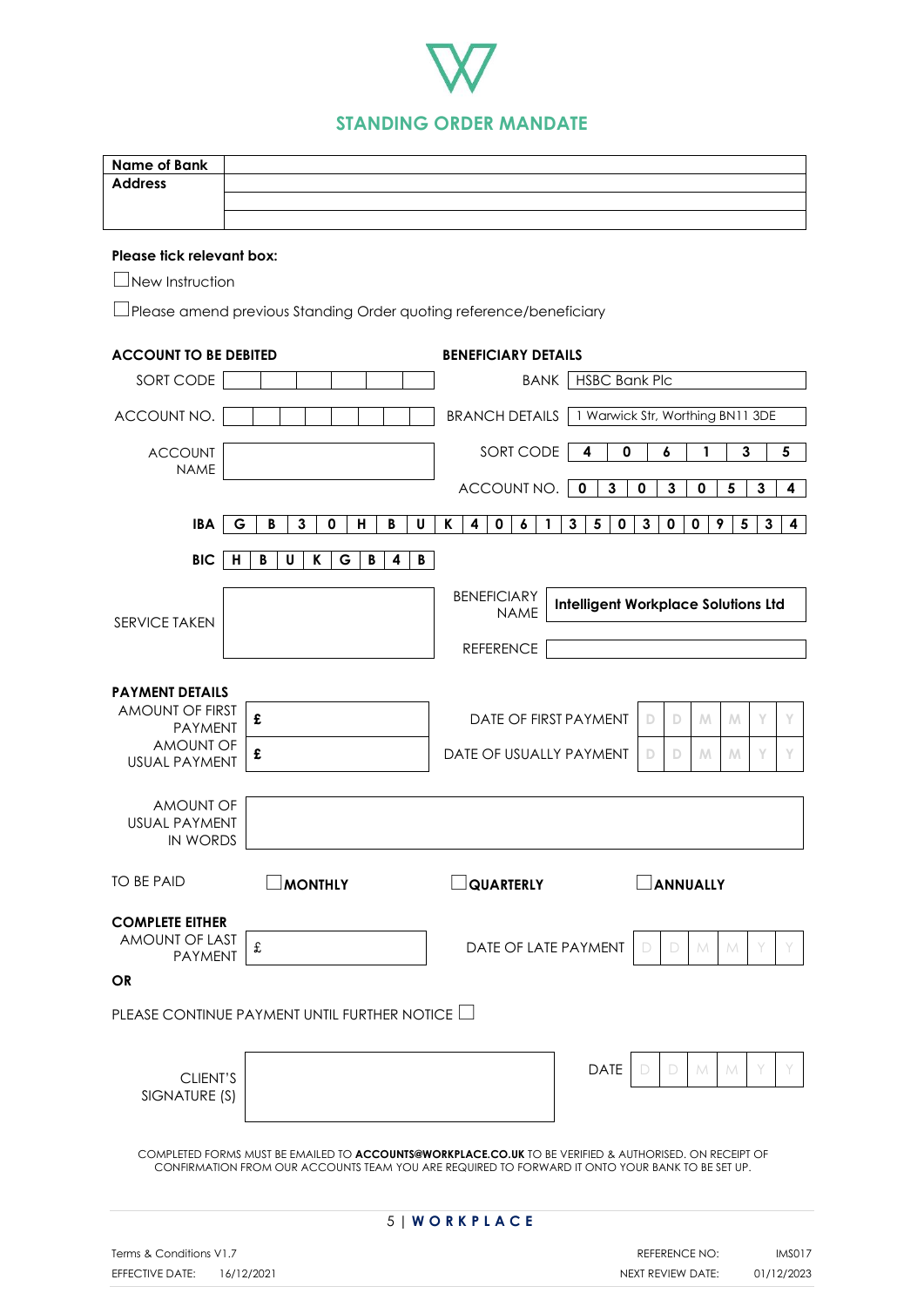# STANDING ORDER MANDATE

| | |
|---|---|
| **Name of Bank** | |
| **Address** | |
| | |
| | |

**Please tick relevant box:**

☐ New Instruction

☐ Please amend previous Standing Order quoting reference/beneficiary

**ACCOUNT TO BE DEBITED**

| | |
|---|---|
| SORT CODE | |
| ACCOUNT NO. | |
| ACCOUNT NAME | |

**BENEFICIARY DETAILS**

| | |
|---|---|
| BANK | HSBC Bank Plc |
| BRANCH DETAILS | 1 Warwick Str, Worthing BN11 3DE |
| SORT CODE | 4 0 6 1 3 5 |
| ACCOUNT NO. | 0 3 0 3 0 5 3 4 |

**IBA** G B 3 0 H B U K 4 0 6 1 3 5 0 3 0 0 9 5 3 4

**BIC** H B U K G B 4 B

| | |
|---|---|
| SERVICE TAKEN | |
| BENEFICIARY NAME | **Intelligent Workplace Solutions Ltd** |
| REFERENCE | |

**PAYMENT DETAILS**

| | | | |
|---|---|---|---|
| AMOUNT OF FIRST PAYMENT | £ | DATE OF FIRST PAYMENT | D D M M Y Y |
| AMOUNT OF USUAL PAYMENT | £ | DATE OF USUALLY PAYMENT | D D M M Y Y |

AMOUNT OF USUAL PAYMENT IN WORDS

TO BE PAID ☐ **MONTHLY** ☐ **QUARTERLY** ☐ **ANNUALLY**

**COMPLETE EITHER**

| | | | |
|---|---|---|---|
| AMOUNT OF LAST PAYMENT | £ | DATE OF LATE PAYMENT | D D M M Y Y |

**OR**

PLEASE CONTINUE PAYMENT UNTIL FURTHER NOTICE ☐

| | | | |
|---|---|---|---|
| CLIENT'S SIGNATURE (S) | | DATE | D D M M Y Y |

COMPLETED FORMS MUST BE EMAILED TO **ACCOUNTS@WORKPLACE.CO.UK** TO BE VERIFIED & AUTHORISED. ON RECEIPT OF CONFIRMATION FROM OUR ACCOUNTS TEAM YOU ARE REQUIRED TO FORWARD IT ONTO YOUR BANK TO BE SET UP.